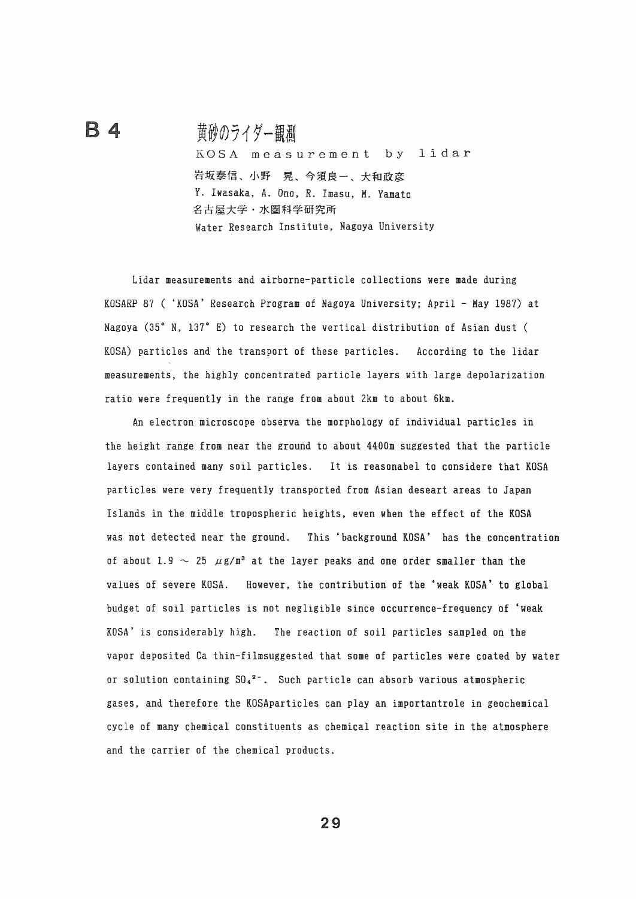# B 4 黄砂のライダー観測

KOSA measurement by lidar

岩坂泰信、小野　晃、今須良一、大和政彦

Y. Iwasaka, A. Ono, R. Imasu, M. Yamato

名古屋大学・水圏科学研究所

Water Research Institute, Nagoya University

Lidar measurements and airborne-particle collections were made during KOSARP 87 ( 'KOSA' Research Program of Nagoya University; April - May 1987) at Nagoya (35° N, 137° E) to research the vertical distribution of Asian dust ( KOSA) particles and the transport of these particles. According to the lidar measurements, the highly concentrated particle layers with large depolarization ratio were frequently in the range from about 2km to about 6km.

An electron microscope observa the morphology of individual particles in the height range from near the ground to about 4400m suggested that the particle layers contained many soil particles. It is reasonabel to considere that KOSA particles were very frequently transported from Asian deseart areas to Japan Islands in the middle tropospheric heights, even when the effect of the KOSA was not detected near the ground. This 'background KOSA' has the concentration of about 1.9 ～ 25 $\mu g/m^3$ at the layer peaks and one order smaller than the values of severe KOSA. However, the contribution of the 'weak KOSA' to global budget of soil particles is not negligible since occurrence-frequency of 'weak KOSA' is considerably high. The reaction of soil particles sampled on the vapor deposited Ca thin-filmsuggested that some of particles were coated by water or solution containing $SO_4^{2-}$. Such particle can absorb various atmospheric gases, and therefore the KOSAparticles can play an importantrole in geochemical cycle of many chemical constituents as chemical reaction site in the atmosphere and the carrier of the chemical products.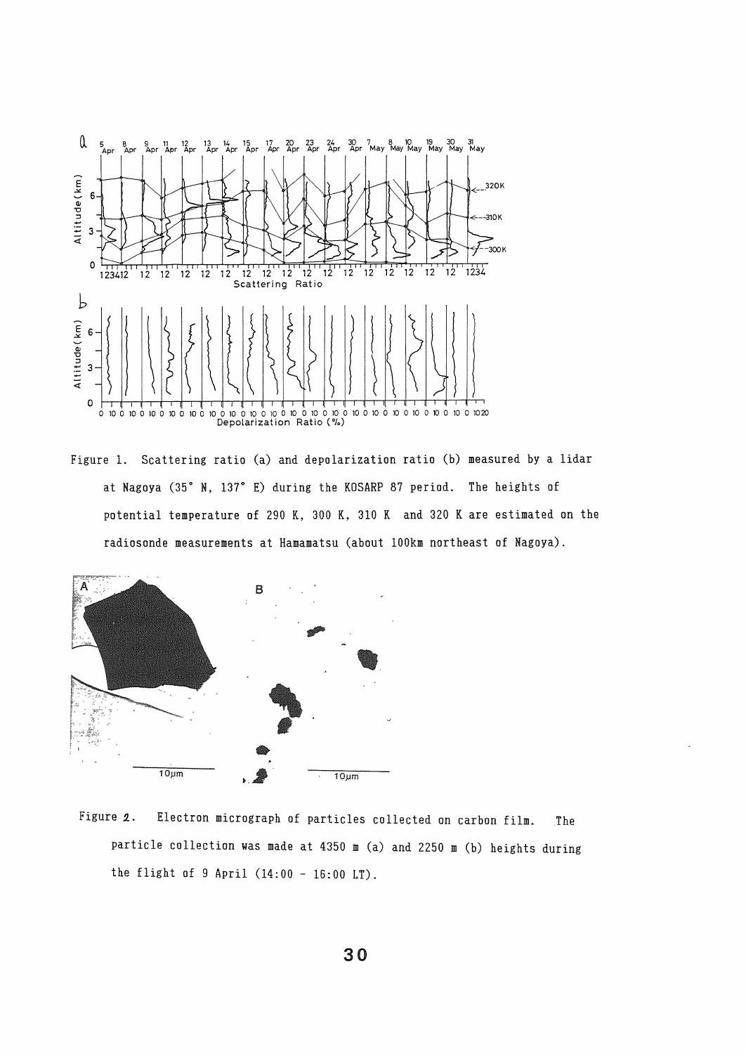a

5 Apr 8 Apr 9 Apr 11 Apr 12 Apr 13 Apr 14 Apr 15 Apr 17 Apr 20 Apr 23 Apr 24 Apr 30 Apr 7 May 8 May 10 May 19 May 30 May 31 May

Altitude (km)

320K

310K

300K

Scattering Ratio

b

Altitude (km)

Depolarization Ratio (%)

Figure 1. Scattering ratio (a) and depolarization ratio (b) measured by a lidar at Nagoya (35° N, 137° E) during the KOSARP 87 period. The heights of potential temperature of 290 K, 300 K, 310 K and 320 K are estimated on the radiosonde measurements at Hamamatsu (about 100km northeast of Nagoya).

A

B

10μm

10μm

Figure 2. Electron micrograph of particles collected on carbon film. The particle collection was made at 4350 m (a) and 2250 m (b) heights during the flight of 9 April (14:00 - 16:00 LT).